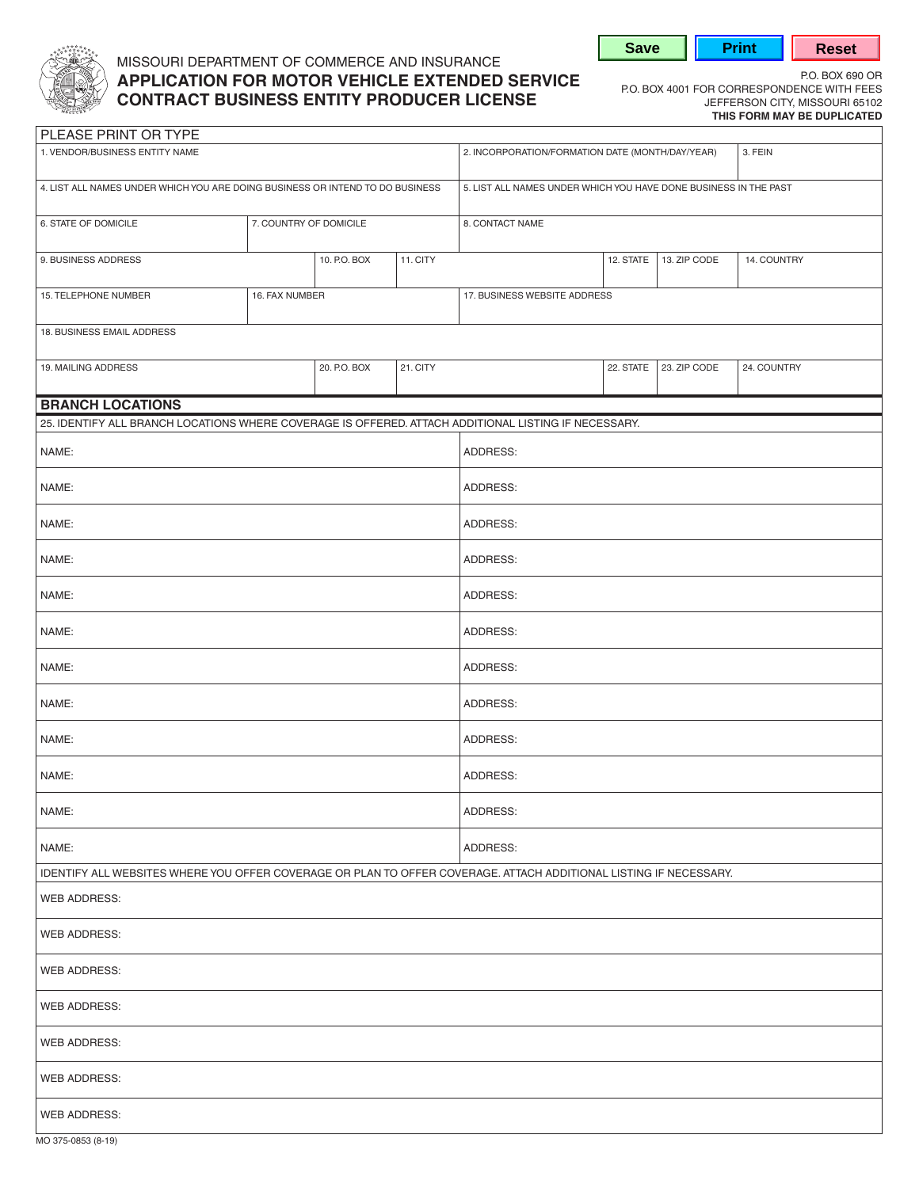MISSOURI DEPARTMENT OF COMMERCE AND INSURANCE

# APPLICATION FOR MOTOR VEHICLE EXTENDED SERVICE CONTRACT BUSINESS ENTITY PRODUCER LICENSE

Save | Print | Reset

P.O. BOX 690 OR
P.O. BOX 4001 FOR CORRESPONDENCE WITH FEES
JEFFERSON CITY, MISSOURI 65102
**THIS FORM MAY BE DUPLICATED**

PLEASE PRINT OR TYPE

| 1. VENDOR/BUSINESS ENTITY NAME | | 2. INCORPORATION/FORMATION DATE (MONTH/DAY/YEAR) | 3. FEIN |
|---|---|---|---|
| 4. LIST ALL NAMES UNDER WHICH YOU ARE DOING BUSINESS OR INTEND TO DO BUSINESS | | 5. LIST ALL NAMES UNDER WHICH YOU HAVE DONE BUSINESS IN THE PAST | |
| 6. STATE OF DOMICILE | 7. COUNTRY OF DOMICILE | 8. CONTACT NAME | |

| 9. BUSINESS ADDRESS | 10. P.O. BOX | 11. CITY | 12. STATE | 13. ZIP CODE | 14. COUNTRY |
|---|---|---|---|---|---|

| 15. TELEPHONE NUMBER | 16. FAX NUMBER | 17. BUSINESS WEBSITE ADDRESS |
|---|---|---|
| 18. BUSINESS EMAIL ADDRESS | | |

| 19. MAILING ADDRESS | 20. P.O. BOX | 21. CITY | 22. STATE | 23. ZIP CODE | 24. COUNTRY |
|---|---|---|---|---|---|

## BRANCH LOCATIONS

25. IDENTIFY ALL BRANCH LOCATIONS WHERE COVERAGE IS OFFERED. ATTACH ADDITIONAL LISTING IF NECESSARY.

| NAME: | ADDRESS: |
|---|---|
| NAME: | ADDRESS: |
| NAME: | ADDRESS: |
| NAME: | ADDRESS: |
| NAME: | ADDRESS: |
| NAME: | ADDRESS: |
| NAME: | ADDRESS: |
| NAME: | ADDRESS: |
| NAME: | ADDRESS: |
| NAME: | ADDRESS: |
| NAME: | ADDRESS: |
| NAME: | ADDRESS: |

IDENTIFY ALL WEBSITES WHERE YOU OFFER COVERAGE OR PLAN TO OFFER COVERAGE. ATTACH ADDITIONAL LISTING IF NECESSARY.

WEB ADDRESS:

WEB ADDRESS:

WEB ADDRESS:

WEB ADDRESS:

WEB ADDRESS:

WEB ADDRESS:

WEB ADDRESS:

MO 375-0853 (8-19)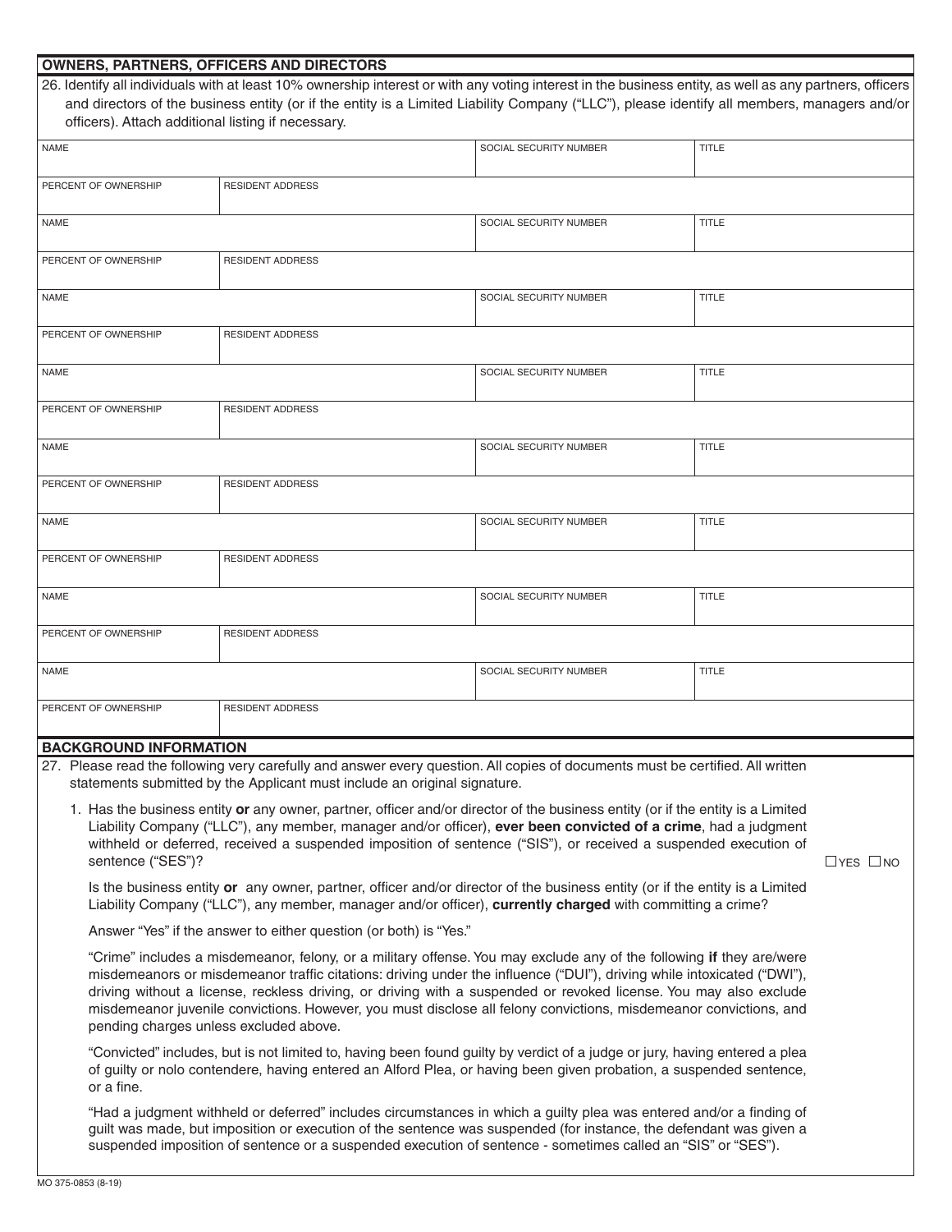## OWNERS, PARTNERS, OFFICERS AND DIRECTORS

26. Identify all individuals with at least 10% ownership interest or with any voting interest in the business entity, as well as any partners, officers and directors of the business entity (or if the entity is a Limited Liability Company ("LLC"), please identify all members, managers and/or officers). Attach additional listing if necessary.

| NAME | | SOCIAL SECURITY NUMBER | TITLE |
|---|---|---|---|
| PERCENT OF OWNERSHIP | RESIDENT ADDRESS | | |
| NAME | | SOCIAL SECURITY NUMBER | TITLE |
| PERCENT OF OWNERSHIP | RESIDENT ADDRESS | | |
| NAME | | SOCIAL SECURITY NUMBER | TITLE |
| PERCENT OF OWNERSHIP | RESIDENT ADDRESS | | |
| NAME | | SOCIAL SECURITY NUMBER | TITLE |
| PERCENT OF OWNERSHIP | RESIDENT ADDRESS | | |
| NAME | | SOCIAL SECURITY NUMBER | TITLE |
| PERCENT OF OWNERSHIP | RESIDENT ADDRESS | | |
| NAME | | SOCIAL SECURITY NUMBER | TITLE |
| PERCENT OF OWNERSHIP | RESIDENT ADDRESS | | |
| NAME | | SOCIAL SECURITY NUMBER | TITLE |
| PERCENT OF OWNERSHIP | RESIDENT ADDRESS | | |
| NAME | | SOCIAL SECURITY NUMBER | TITLE |
| PERCENT OF OWNERSHIP | RESIDENT ADDRESS | | |

## BACKGROUND INFORMATION

27. Please read the following very carefully and answer every question. All copies of documents must be certified. All written statements submitted by the Applicant must include an original signature.

1. Has the business entity **or** any owner, partner, officer and/or director of the business entity (or if the entity is a Limited Liability Company ("LLC"), any member, manager and/or officer), **ever been convicted of a crime**, had a judgment withheld or deferred, received a suspended imposition of sentence ("SIS"), or received a suspended execution of sentence ("SES")? ☐ YES ☐ NO

   Is the business entity **or** any owner, partner, officer and/or director of the business entity (or if the entity is a Limited Liability Company ("LLC"), any member, manager and/or officer), **currently charged** with committing a crime?

   Answer "Yes" if the answer to either question (or both) is "Yes."

   "Crime" includes a misdemeanor, felony, or a military offense. You may exclude any of the following **if** they are/were misdemeanors or misdemeanor traffic citations: driving under the influence ("DUI"), driving while intoxicated ("DWI"), driving without a license, reckless driving, or driving with a suspended or revoked license. You may also exclude misdemeanor juvenile convictions. However, you must disclose all felony convictions, misdemeanor convictions, and pending charges unless excluded above.

   "Convicted" includes, but is not limited to, having been found guilty by verdict of a judge or jury, having entered a plea of guilty or nolo contendere, having entered an Alford Plea, or having been given probation, a suspended sentence, or a fine.

   "Had a judgment withheld or deferred" includes circumstances in which a guilty plea was entered and/or a finding of guilt was made, but imposition or execution of the sentence was suspended (for instance, the defendant was given a suspended imposition of sentence or a suspended execution of sentence - sometimes called an "SIS" or "SES").

MO 375-0853 (8-19)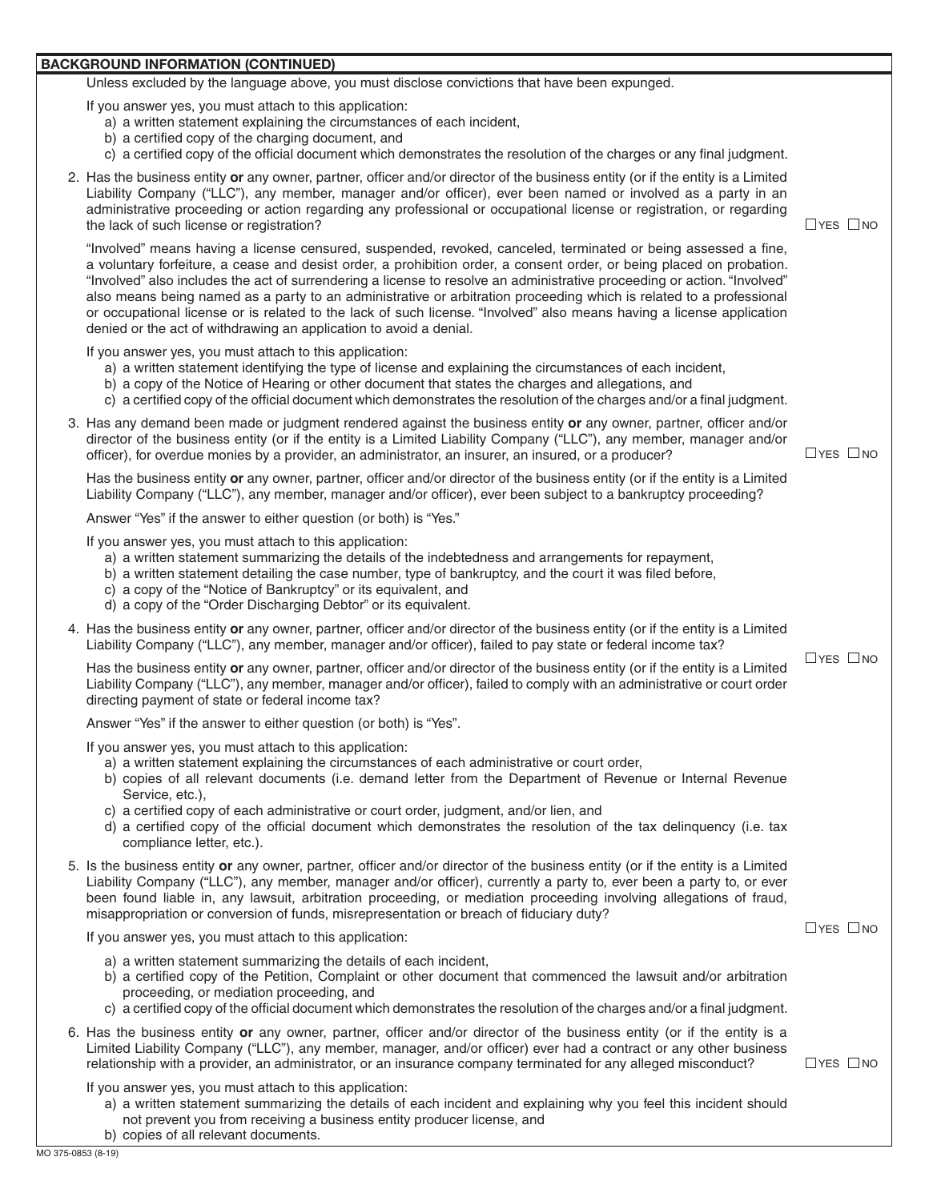## BACKGROUND INFORMATION (CONTINUED)

Unless excluded by the language above, you must disclose convictions that have been expunged.

If you answer yes, you must attach to this application:

a) a written statement explaining the circumstances of each incident,
b) a certified copy of the charging document, and
c) a certified copy of the official document which demonstrates the resolution of the charges or any final judgment.

2. Has the business entity **or** any owner, partner, officer and/or director of the business entity (or if the entity is a Limited Liability Company ("LLC"), any member, manager and/or officer), ever been named or involved as a party in an administrative proceeding or action regarding any professional or occupational license or registration, or regarding the lack of such license or registration? ☐ YES ☐ NO

   "Involved" means having a license censured, suspended, revoked, canceled, terminated or being assessed a fine, a voluntary forfeiture, a cease and desist order, a prohibition order, a consent order, or being placed on probation. "Involved" also includes the act of surrendering a license to resolve an administrative proceeding or action. "Involved" also means being named as a party to an administrative or arbitration proceeding which is related to a professional or occupational license or is related to the lack of such license. "Involved" also means having a license application denied or the act of withdrawing an application to avoid a denial.

   If you answer yes, you must attach to this application:

   a) a written statement identifying the type of license and explaining the circumstances of each incident,
   b) a copy of the Notice of Hearing or other document that states the charges and allegations, and
   c) a certified copy of the official document which demonstrates the resolution of the charges and/or a final judgment.

3. Has any demand been made or judgment rendered against the business entity **or** any owner, partner, officer and/or director of the business entity (or if the entity is a Limited Liability Company ("LLC"), any member, manager and/or officer), for overdue monies by a provider, an administrator, an insurer, an insured, or a producer? ☐ YES ☐ NO

   Has the business entity **or** any owner, partner, officer and/or director of the business entity (or if the entity is a Limited Liability Company ("LLC"), any member, manager and/or officer), ever been subject to a bankruptcy proceeding?

   Answer "Yes" if the answer to either question (or both) is "Yes."

   If you answer yes, you must attach to this application:

   a) a written statement summarizing the details of the indebtedness and arrangements for repayment,
   b) a written statement detailing the case number, type of bankruptcy, and the court it was filed before,
   c) a copy of the "Notice of Bankruptcy" or its equivalent, and
   d) a copy of the "Order Discharging Debtor" or its equivalent.

4. Has the business entity **or** any owner, partner, officer and/or director of the business entity (or if the entity is a Limited Liability Company ("LLC"), any member, manager and/or officer), failed to pay state or federal income tax? ☐ YES ☐ NO

   Has the business entity **or** any owner, partner, officer and/or director of the business entity (or if the entity is a Limited Liability Company ("LLC"), any member, manager and/or officer), failed to comply with an administrative or court order directing payment of state or federal income tax?

   Answer "Yes" if the answer to either question (or both) is "Yes".

   If you answer yes, you must attach to this application:

   a) a written statement explaining the circumstances of each administrative or court order,
   b) copies of all relevant documents (i.e. demand letter from the Department of Revenue or Internal Revenue Service, etc.),
   c) a certified copy of each administrative or court order, judgment, and/or lien, and
   d) a certified copy of the official document which demonstrates the resolution of the tax delinquency (i.e. tax compliance letter, etc.).

5. Is the business entity **or** any owner, partner, officer and/or director of the business entity (or if the entity is a Limited Liability Company ("LLC"), any member, manager and/or officer), currently a party to, ever been a party to, or ever been found liable in, any lawsuit, arbitration proceeding, or mediation proceeding involving allegations of fraud, misappropriation or conversion of funds, misrepresentation or breach of fiduciary duty? ☐ YES ☐ NO

   If you answer yes, you must attach to this application:

   a) a written statement summarizing the details of each incident,
   b) a certified copy of the Petition, Complaint or other document that commenced the lawsuit and/or arbitration proceeding, or mediation proceeding, and
   c) a certified copy of the official document which demonstrates the resolution of the charges and/or a final judgment.

6. Has the business entity **or** any owner, partner, officer and/or director of the business entity (or if the entity is a Limited Liability Company ("LLC"), any member, manager, and/or officer) ever had a contract or any other business relationship with a provider, an administrator, or an insurance company terminated for any alleged misconduct? ☐ YES ☐ NO

   If you answer yes, you must attach to this application:

   a) a written statement summarizing the details of each incident and explaining why you feel this incident should not prevent you from receiving a business entity producer license, and
   b) copies of all relevant documents.

MO 375-0853 (8-19)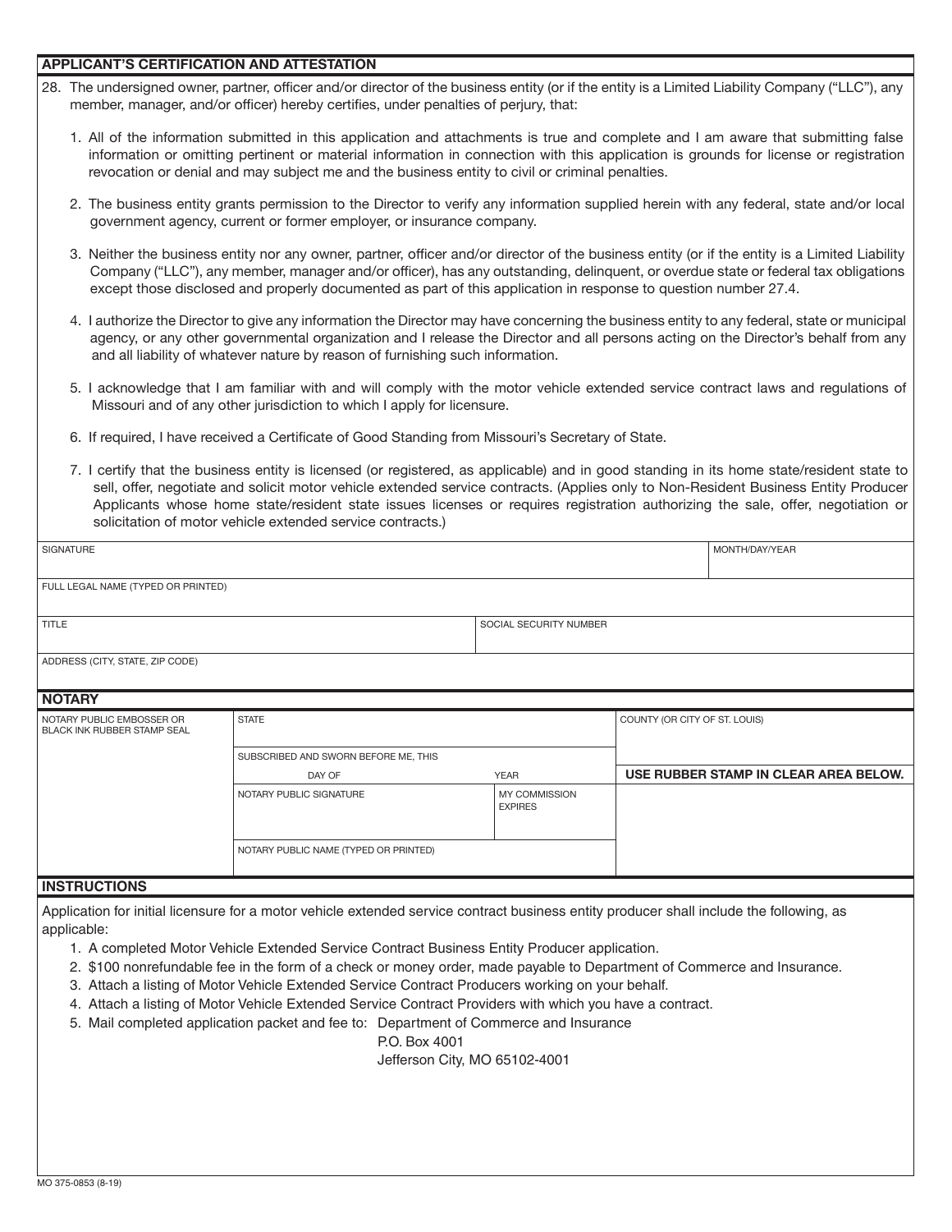## APPLICANT'S CERTIFICATION AND ATTESTATION

28. The undersigned owner, partner, officer and/or director of the business entity (or if the entity is a Limited Liability Company ("LLC"), any member, manager, and/or officer) hereby certifies, under penalties of perjury, that:

   1. All of the information submitted in this application and attachments is true and complete and I am aware that submitting false information or omitting pertinent or material information in connection with this application is grounds for license or registration revocation or denial and may subject me and the business entity to civil or criminal penalties.

   2. The business entity grants permission to the Director to verify any information supplied herein with any federal, state and/or local government agency, current or former employer, or insurance company.

   3. Neither the business entity nor any owner, partner, officer and/or director of the business entity (or if the entity is a Limited Liability Company ("LLC"), any member, manager and/or officer), has any outstanding, delinquent, or overdue state or federal tax obligations except those disclosed and properly documented as part of this application in response to question number 27.4.

   4. I authorize the Director to give any information the Director may have concerning the business entity to any federal, state or municipal agency, or any other governmental organization and I release the Director and all persons acting on the Director's behalf from any and all liability of whatever nature by reason of furnishing such information.

   5. I acknowledge that I am familiar with and will comply with the motor vehicle extended service contract laws and regulations of Missouri and of any other jurisdiction to which I apply for licensure.

   6. If required, I have received a Certificate of Good Standing from Missouri's Secretary of State.

   7. I certify that the business entity is licensed (or registered, as applicable) and in good standing in its home state/resident state to sell, offer, negotiate and solicit motor vehicle extended service contracts. (Applies only to Non-Resident Business Entity Producer Applicants whose home state/resident state issues licenses or requires registration authorizing the sale, offer, negotiation or solicitation of motor vehicle extended service contracts.)

| | |
|---|---|
| SIGNATURE | MONTH/DAY/YEAR |
| FULL LEGAL NAME (TYPED OR PRINTED) | |
| TITLE | SOCIAL SECURITY NUMBER |
| ADDRESS (CITY, STATE, ZIP CODE) | |

## NOTARY

| | | | |
|---|---|---|---|
| NOTARY PUBLIC EMBOSSER OR BLACK INK RUBBER STAMP SEAL | STATE | | COUNTY (OR CITY OF ST. LOUIS) |
| | SUBSCRIBED AND SWORN BEFORE ME, THIS DAY OF | YEAR | **USE RUBBER STAMP IN CLEAR AREA BELOW.** |
| | NOTARY PUBLIC SIGNATURE | MY COMMISSION EXPIRES | |
| | NOTARY PUBLIC NAME (TYPED OR PRINTED) | | |

## INSTRUCTIONS

Application for initial licensure for a motor vehicle extended service contract business entity producer shall include the following, as applicable:

1. A completed Motor Vehicle Extended Service Contract Business Entity Producer application.
2. $100 nonrefundable fee in the form of a check or money order, made payable to Department of Commerce and Insurance.
3. Attach a listing of Motor Vehicle Extended Service Contract Producers working on your behalf.
4. Attach a listing of Motor Vehicle Extended Service Contract Providers with which you have a contract.
5. Mail completed application packet and fee to: Department of Commerce and Insurance
   P.O. Box 4001
   Jefferson City, MO 65102-4001

MO 375-0853 (8-19)